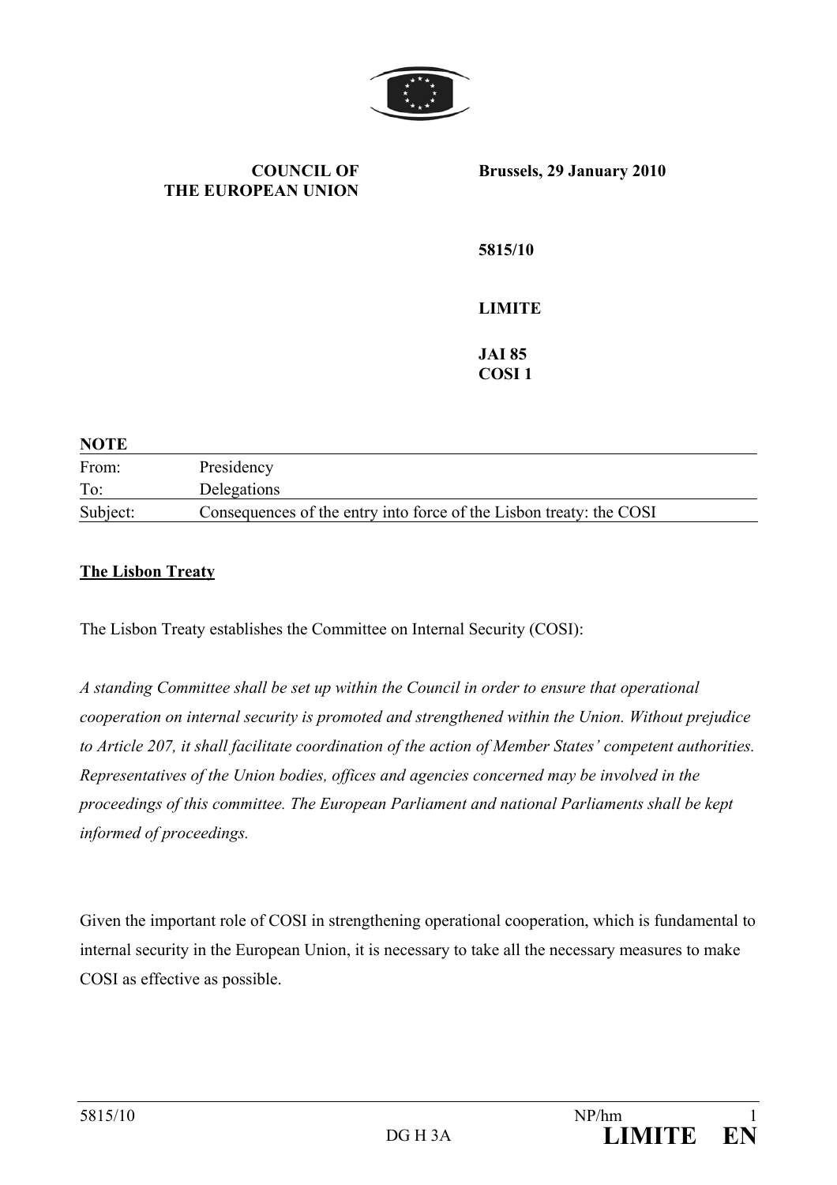**COUNCIL OF THE EUROPEAN UNION**

**Brussels, 29 January 2010**

**5815/10**

**LIMITE**

**JAI 85**
**COSI 1**

**NOTE**

| | |
|---|---|
| From: | Presidency |
| To: | Delegations |
| Subject: | Consequences of the entry into force of the Lisbon treaty: the COSI |

**<u>The Lisbon Treaty</u>**

The Lisbon Treaty establishes the Committee on Internal Security (COSI):

*A standing Committee shall be set up within the Council in order to ensure that operational cooperation on internal security is promoted and strengthened within the Union. Without prejudice to Article 207, it shall facilitate coordination of the action of Member States' competent authorities. Representatives of the Union bodies, offices and agencies concerned may be involved in the proceedings of this committee. The European Parliament and national Parliaments shall be kept informed of proceedings.*

Given the important role of COSI in strengthening operational cooperation, which is fundamental to internal security in the European Union, it is necessary to take all the necessary measures to make COSI as effective as possible.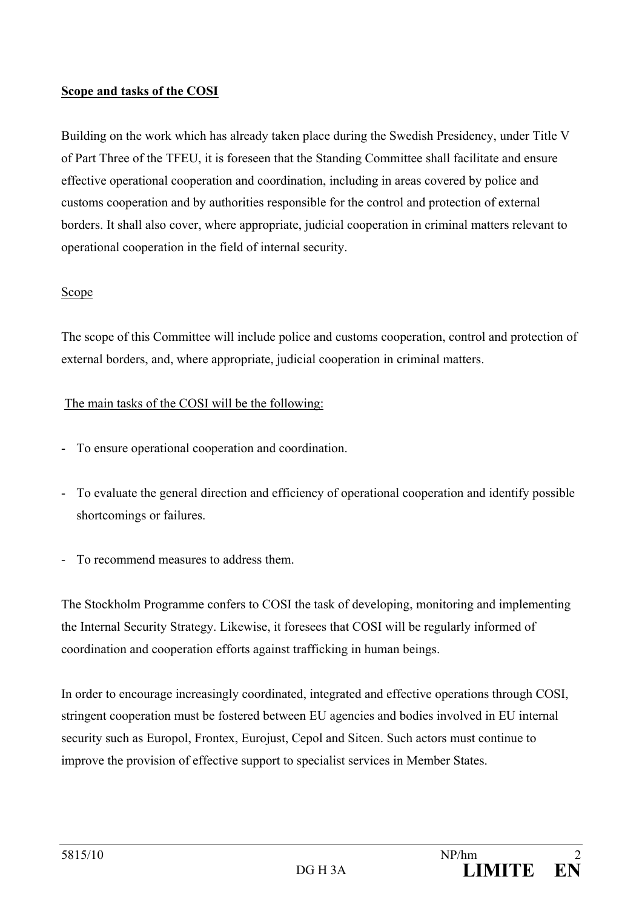**Scope and tasks of the COSI**

Building on the work which has already taken place during the Swedish Presidency, under Title V of Part Three of the TFEU, it is foreseen that the Standing Committee shall facilitate and ensure effective operational cooperation and coordination, including in areas covered by police and customs cooperation and by authorities responsible for the control and protection of external borders. It shall also cover, where appropriate, judicial cooperation in criminal matters relevant to operational cooperation in the field of internal security.

Scope

The scope of this Committee will include police and customs cooperation, control and protection of external borders, and, where appropriate, judicial cooperation in criminal matters.

The main tasks of the COSI will be the following:

- To ensure operational cooperation and coordination.
- To evaluate the general direction and efficiency of operational cooperation and identify possible shortcomings or failures.
- To recommend measures to address them.

The Stockholm Programme confers to COSI the task of developing, monitoring and implementing the Internal Security Strategy. Likewise, it foresees that COSI will be regularly informed of coordination and cooperation efforts against trafficking in human beings.

In order to encourage increasingly coordinated, integrated and effective operations through COSI, stringent cooperation must be fostered between EU agencies and bodies involved in EU internal security such as Europol, Frontex, Eurojust, Cepol and Sitcen. Such actors must continue to improve the provision of effective support to specialist services in Member States.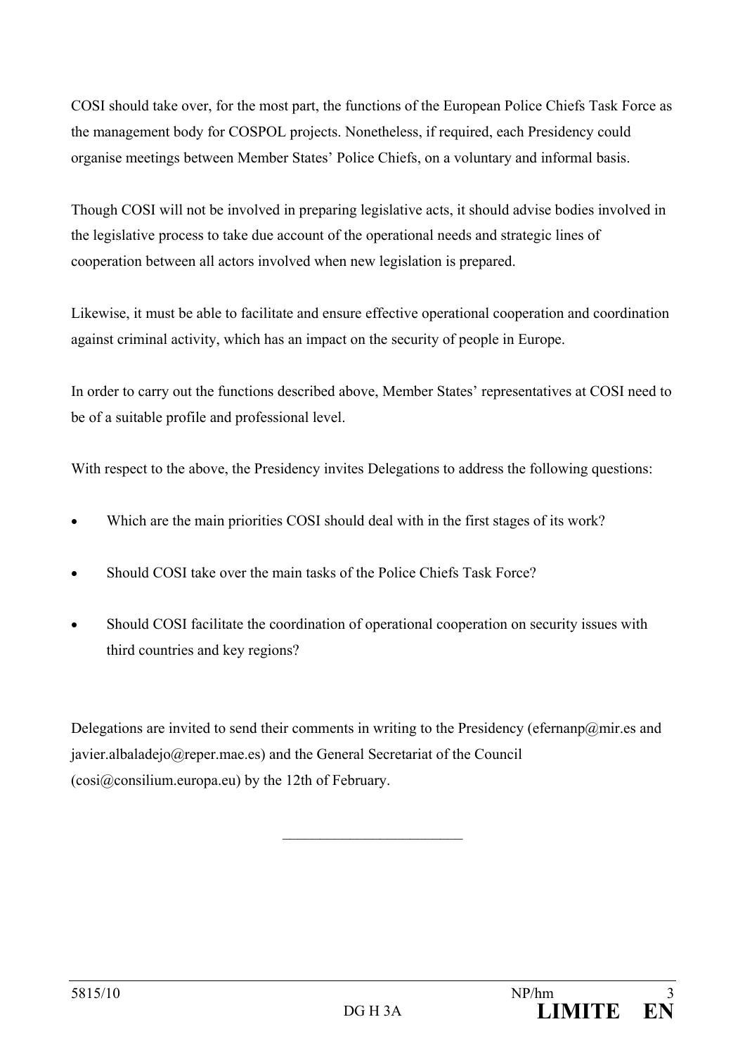COSI should take over, for the most part, the functions of the European Police Chiefs Task Force as the management body for COSPOL projects. Nonetheless, if required, each Presidency could organise meetings between Member States' Police Chiefs, on a voluntary and informal basis.

Though COSI will not be involved in preparing legislative acts, it should advise bodies involved in the legislative process to take due account of the operational needs and strategic lines of cooperation between all actors involved when new legislation is prepared.

Likewise, it must be able to facilitate and ensure effective operational cooperation and coordination against criminal activity, which has an impact on the security of people in Europe.

In order to carry out the functions described above, Member States' representatives at COSI need to be of a suitable profile and professional level.

With respect to the above, the Presidency invites Delegations to address the following questions:

- Which are the main priorities COSI should deal with in the first stages of its work?
- Should COSI take over the main tasks of the Police Chiefs Task Force?
- Should COSI facilitate the coordination of operational cooperation on security issues with third countries and key regions?

Delegations are invited to send their comments in writing to the Presidency (efernanp@mir.es and javier.albaladejo@reper.mae.es) and the General Secretariat of the Council (cosi@consilium.europa.eu) by the 12th of February.

---